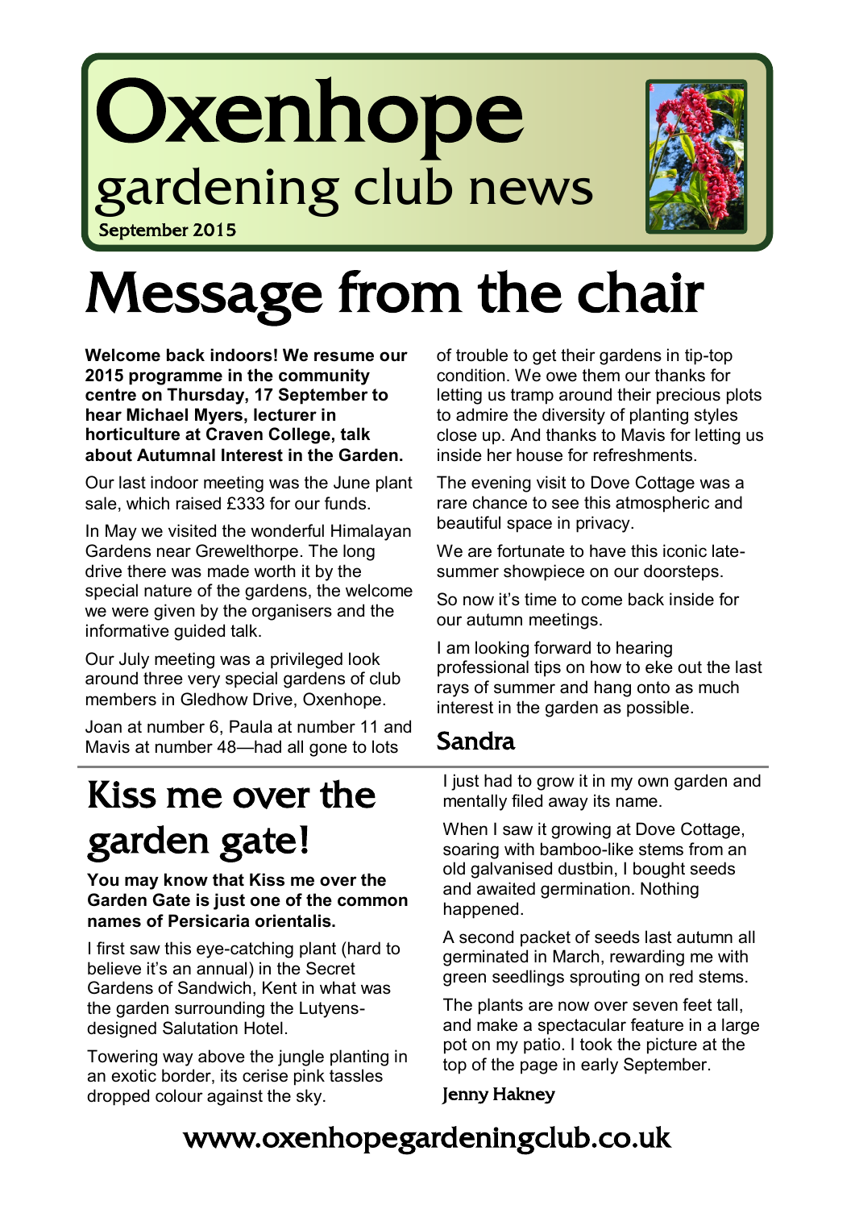# Oxenhope

## gardening club news

September 2015

# Message from the chair

**Welcome back indoors! We resume our 2015 programme in the community centre on Thursday, 17 September to hear Michael Myers, lecturer in horticulture at Craven College, talk about Autumnal Interest in the Garden.**

Our last indoor meeting was the June plant sale, which raised £333 for our funds.

In May we visited the wonderful Himalayan Gardens near Grewelthorpe. The long drive there was made worth it by the special nature of the gardens, the welcome we were given by the organisers and the informative guided talk.

Our July meeting was a privileged look around three very special gardens of club members in Gledhow Drive, Oxenhope.

Joan at number 6, Paula at number 11 and Mavis at number 48—had all gone to lots of trouble to get their gardens in tip-top condition. We owe them our thanks for letting us tramp around their precious plots to admire the diversity of planting styles close up. And thanks to Mavis for letting us inside her house for refreshments.

The evening visit to Dove Cottage was a rare chance to see this atmospheric and beautiful space in privacy.

We are fortunate to have this iconic late-summer showpiece on our doorsteps.

So now it's time to come back inside for our autumn meetings.

I am looking forward to hearing professional tips on how to eke out the last rays of summer and hang onto as much interest in the garden as possible.

**Sandra**

# Kiss me over the garden gate!

**You may know that Kiss me over the Garden Gate is just one of the common names of Persicaria orientalis.**

I first saw this eye-catching plant (hard to believe it's an annual) in the Secret Gardens of Sandwich, Kent in what was the garden surrounding the Lutyens-designed Salutation Hotel.

Towering way above the jungle planting in an exotic border, its cerise pink tassles dropped colour against the sky.

I just had to grow it in my own garden and mentally filed away its name.

When I saw it growing at Dove Cottage, soaring with bamboo-like stems from an old galvanised dustbin, I bought seeds and awaited germination. Nothing happened.

A second packet of seeds last autumn all germinated in March, rewarding me with green seedlings sprouting on red stems.

The plants are now over seven feet tall, and make a spectacular feature in a large pot on my patio. I took the picture at the top of the page in early September.

**Jenny Hakney**

www.oxenhopegardeningclub.co.uk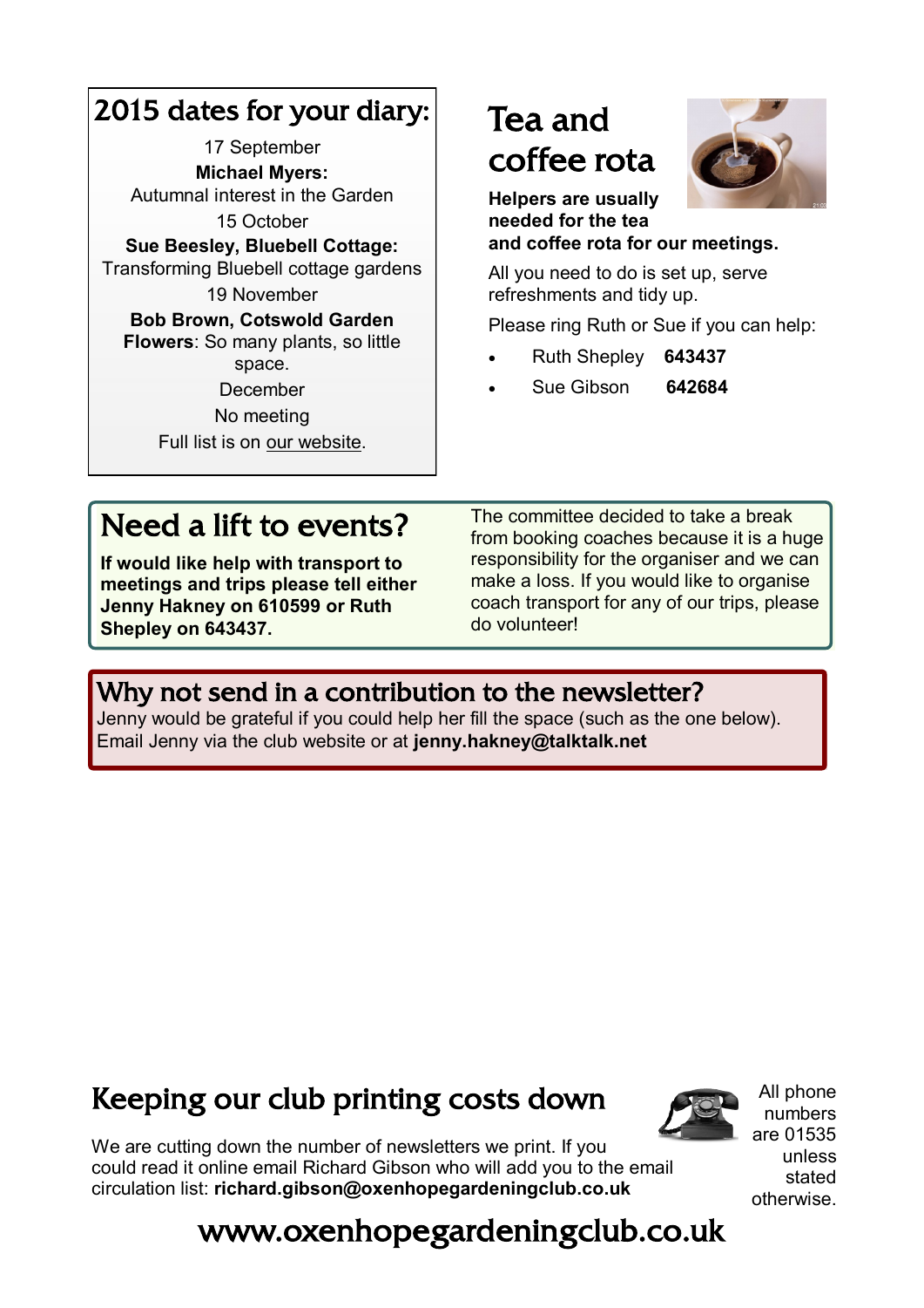## 2015 dates for your diary:

17 September

**Michael Myers:** Autumnal interest in the Garden

15 October

**Sue Beesley, Bluebell Cottage:** Transforming Bluebell cottage gardens

19 November

**Bob Brown, Cotswold Garden Flowers**: So many plants, so little space.

December

No meeting

Full list is on our website.

## Tea and coffee rota

**Helpers are usually needed for the tea and coffee rota for our meetings.**

All you need to do is set up, serve refreshments and tidy up.

Please ring Ruth or Sue if you can help:

- Ruth Shepley **643437**
- Sue Gibson **642684**

## Need a lift to events?

**If would like help with transport to meetings and trips please tell either Jenny Hakney on 610599 or Ruth Shepley on 643437.**

The committee decided to take a break from booking coaches because it is a huge responsibility for the organiser and we can make a loss. If you would like to organise coach transport for any of our trips, please do volunteer!

## Why not send in a contribution to the newsletter?

Jenny would be grateful if you could help her fill the space (such as the one below). Email Jenny via the club website or at **jenny.hakney@talktalk.net**

## Keeping our club printing costs down

We are cutting down the number of newsletters we print. If you could read it online email Richard Gibson who will add you to the email circulation list: **richard.gibson@oxenhopegardeningclub.co.uk**

All phone numbers are 01535 unless stated otherwise.

**www.oxenhopegardeningclub.co.uk**